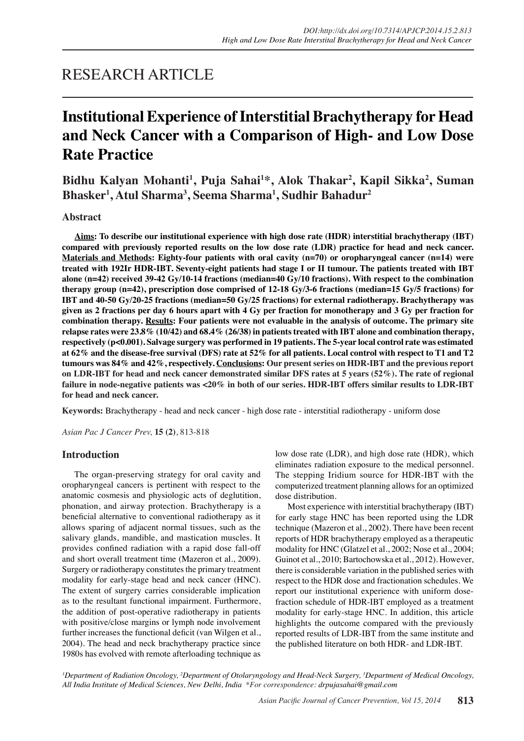# RESEARCH ARTICLE

# Institutional Experience of Interstitial Brachytherapy for Head and Neck Cancer with a Comparison of High- and Low Dose Rate Practice

**Bidhu Kalyan Mohanti[1], Puja Sahai[1]*, Alok Thakar[2], Kapil Sikka[2], Suman Bhasker[1], Atul Sharma[3], Seema Sharma[1], Sudhir Bahadur[2]**

## Abstract

**Aims: To describe our institutional experience with high dose rate (HDR) interstitial brachytherapy (IBT) compared with previously reported results on the low dose rate (LDR) practice for head and neck cancer. Materials and Methods: Eighty-four patients with oral cavity (n=70) or oropharyngeal cancer (n=14) were treated with 192Ir HDR-IBT. Seventy-eight patients had stage I or II tumour. The patients treated with IBT alone (n=42) received 39-42 Gy/10-14 fractions (median=40 Gy/10 fractions). With respect to the combination therapy group (n=42), prescription dose comprised of 12-18 Gy/3-6 fractions (median=15 Gy/5 fractions) for IBT and 40-50 Gy/20-25 fractions (median=50 Gy/25 fractions) for external radiotherapy. Brachytherapy was given as 2 fractions per day 6 hours apart with 4 Gy per fraction for monotherapy and 3 Gy per fraction for combination therapy. Results: Four patients were not evaluable in the analysis of outcome. The primary site relapse rates were 23.8% (10/42) and 68.4% (26/38) in patients treated with IBT alone and combination therapy, respectively (p<0.001). Salvage surgery was performed in 19 patients. The 5-year local control rate was estimated at 62% and the disease-free survival (DFS) rate at 52% for all patients. Local control with respect to T1 and T2 tumours was 84% and 42%, respectively. Conclusions: Our present series on HDR-IBT and the previous report on LDR-IBT for head and neck cancer demonstrated similar DFS rates at 5 years (52%). The rate of regional failure in node-negative patients was <20% in both of our series. HDR-IBT offers similar results to LDR-IBT for head and neck cancer.**

**Keywords:** Brachytherapy - head and neck cancer - high dose rate - interstitial radiotherapy - uniform dose

*Asian Pac J Cancer Prev,* **15 (2)**, 813-818

## Introduction

The organ-preserving strategy for oral cavity and oropharyngeal cancers is pertinent with respect to the anatomic cosmesis and physiologic acts of deglutition, phonation, and airway protection. Brachytherapy is a beneficial alternative to conventional radiotherapy as it allows sparing of adjacent normal tissues, such as the salivary glands, mandible, and mastication muscles. It provides confined radiation with a rapid dose fall-off and short overall treatment time (Mazeron et al., 2009). Surgery or radiotherapy constitutes the primary treatment modality for early-stage head and neck cancer (HNC). The extent of surgery carries considerable implication as to the resultant functional impairment. Furthermore, the addition of post-operative radiotherapy in patients with positive/close margins or lymph node involvement further increases the functional deficit (van Wilgen et al., 2004). The head and neck brachytherapy practice since 1980s has evolved with remote afterloading technique as low dose rate (LDR), and high dose rate (HDR), which eliminates radiation exposure to the medical personnel. The stepping Iridium source for HDR-IBT with the computerized treatment planning allows for an optimized dose distribution.

Most experience with interstitial brachytherapy (IBT) for early stage HNC has been reported using the LDR technique (Mazeron et al., 2002). There have been recent reports of HDR brachytherapy employed as a therapeutic modality for HNC (Glatzel et al., 2002; Nose et al., 2004; Guinot et al., 2010; Bartochowska et al., 2012). However, there is considerable variation in the published series with respect to the HDR dose and fractionation schedules. We report our institutional experience with uniform dose-fraction schedule of HDR-IBT employed as a treatment modality for early-stage HNC. In addition, this article highlights the outcome compared with the previously reported results of LDR-IBT from the same institute and the published literature on both HDR- and LDR-IBT.

*[1]Department of Radiation Oncology, [2]Department of Otolaryngology and Head-Neck Surgery, [3]Department of Medical Oncology, All India Institute of Medical Sciences, New Delhi, India \*For correspondence: drpujasahai@gmail.com*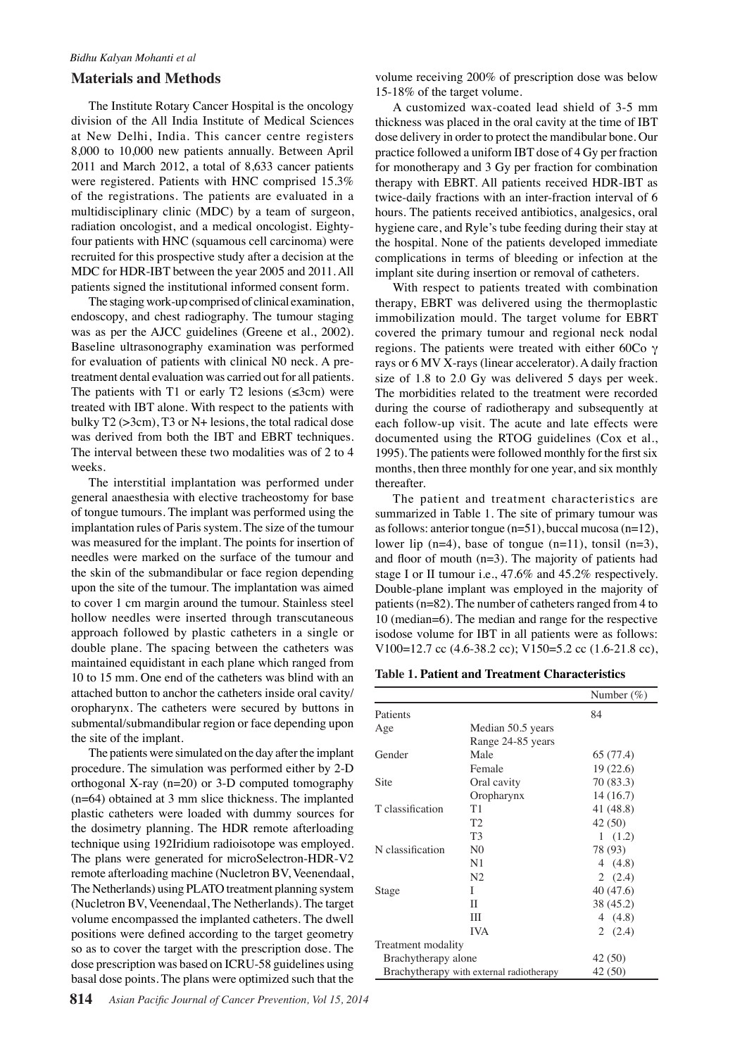## Materials and Methods

The Institute Rotary Cancer Hospital is the oncology division of the All India Institute of Medical Sciences at New Delhi, India. This cancer centre registers 8,000 to 10,000 new patients annually. Between April 2011 and March 2012, a total of 8,633 cancer patients were registered. Patients with HNC comprised 15.3% of the registrations. The patients are evaluated in a multidisciplinary clinic (MDC) by a team of surgeon, radiation oncologist, and a medical oncologist. Eighty-four patients with HNC (squamous cell carcinoma) were recruited for this prospective study after a decision at the MDC for HDR-IBT between the year 2005 and 2011. All patients signed the institutional informed consent form.

The staging work-up comprised of clinical examination, endoscopy, and chest radiography. The tumour staging was as per the AJCC guidelines (Greene et al., 2002). Baseline ultrasonography examination was performed for evaluation of patients with clinical N0 neck. A pre-treatment dental evaluation was carried out for all patients. The patients with T1 or early T2 lesions (≤3cm) were treated with IBT alone. With respect to the patients with bulky T2 (>3cm), T3 or N+ lesions, the total radical dose was derived from both the IBT and EBRT techniques. The interval between these two modalities was of 2 to 4 weeks.

The interstitial implantation was performed under general anaesthesia with elective tracheostomy for base of tongue tumours. The implant was performed using the implantation rules of Paris system. The size of the tumour was measured for the implant. The points for insertion of needles were marked on the surface of the tumour and the skin of the submandibular or face region depending upon the site of the tumour. The implantation was aimed to cover 1 cm margin around the tumour. Stainless steel hollow needles were inserted through transcutaneous approach followed by plastic catheters in a single or double plane. The spacing between the catheters was maintained equidistant in each plane which ranged from 10 to 15 mm. One end of the catheters was blind with an attached button to anchor the catheters inside oral cavity/oropharynx. The catheters were secured by buttons in submental/submandibular region or face depending upon the site of the implant.

The patients were simulated on the day after the implant procedure. The simulation was performed either by 2-D orthogonal X-ray (n=20) or 3-D computed tomography (n=64) obtained at 3 mm slice thickness. The implanted plastic catheters were loaded with dummy sources for the dosimetry planning. The HDR remote afterloading technique using 192Iridium radioisotope was employed. The plans were generated for microSelectron-HDR-V2 remote afterloading machine (Nucletron BV, Veenendaal, The Netherlands) using PLATO treatment planning system (Nucletron BV, Veenendaal, The Netherlands). The target volume encompassed the implanted catheters. The dwell positions were defined according to the target geometry so as to cover the target with the prescription dose. The dose prescription was based on ICRU-58 guidelines using basal dose points. The plans were optimized such that the volume receiving 200% of prescription dose was below 15-18% of the target volume.

A customized wax-coated lead shield of 3-5 mm thickness was placed in the oral cavity at the time of IBT dose delivery in order to protect the mandibular bone. Our practice followed a uniform IBT dose of 4 Gy per fraction for monotherapy and 3 Gy per fraction for combination therapy with EBRT. All patients received HDR-IBT as twice-daily fractions with an inter-fraction interval of 6 hours. The patients received antibiotics, analgesics, oral hygiene care, and Ryle's tube feeding during their stay at the hospital. None of the patients developed immediate complications in terms of bleeding or infection at the implant site during insertion or removal of catheters.

With respect to patients treated with combination therapy, EBRT was delivered using the thermoplastic immobilization mould. The target volume for EBRT covered the primary tumour and regional neck nodal regions. The patients were treated with either 60Co γ rays or 6 MV X-rays (linear accelerator). A daily fraction size of 1.8 to 2.0 Gy was delivered 5 days per week. The morbidities related to the treatment were recorded during the course of radiotherapy and subsequently at each follow-up visit. The acute and late effects were documented using the RTOG guidelines (Cox et al., 1995). The patients were followed monthly for the first six months, then three monthly for one year, and six monthly thereafter.

The patient and treatment characteristics are summarized in Table 1. The site of primary tumour was as follows: anterior tongue (n=51), buccal mucosa (n=12), lower lip (n=4), base of tongue (n=11), tonsil (n=3), and floor of mouth (n=3). The majority of patients had stage I or II tumour i.e., 47.6% and 45.2% respectively. Double-plane implant was employed in the majority of patients (n=82). The number of catheters ranged from 4 to 10 (median=6). The median and range for the respective isodose volume for IBT in all patients were as follows: V100=12.7 cc (4.6-38.2 cc); V150=5.2 cc (1.6-21.8 cc),

**Table 1. Patient and Treatment Characteristics**

| | | Number (%) |
|---|---|---|
| Patients | | 84 |
| Age | Median 50.5 years | |
| | Range 24-85 years | |
| Gender | Male | 65 (77.4) |
| | Female | 19 (22.6) |
| Site | Oral cavity | 70 (83.3) |
| | Oropharynx | 14 (16.7) |
| T classification | T1 | 41 (48.8) |
| | T2 | 42 (50) |
| | T3 | 1 (1.2) |
| N classification | N0 | 78 (93) |
| | N1 | 4 (4.8) |
| | N2 | 2 (2.4) |
| Stage | I | 40 (47.6) |
| | II | 38 (45.2) |
| | III | 4 (4.8) |
| | IVA | 2 (2.4) |
| Treatment modality | | |
| Brachytherapy alone | | 42 (50) |
| Brachytherapy with external radiotherapy | | 42 (50) |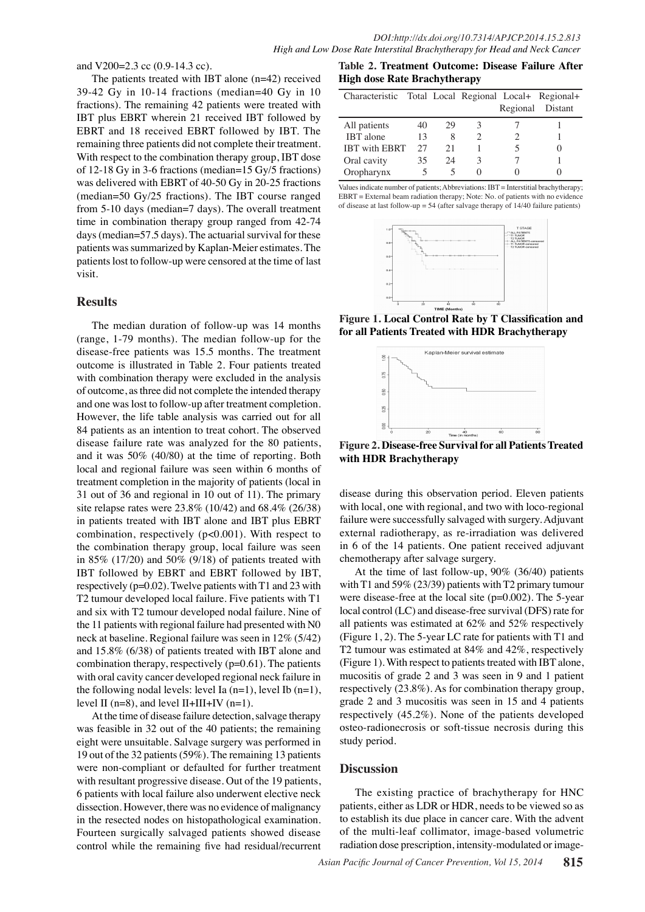and V200=2.3 cc (0.9-14.3 cc).

The patients treated with IBT alone (n=42) received 39-42 Gy in 10-14 fractions (median=40 Gy in 10 fractions). The remaining 42 patients were treated with IBT plus EBRT wherein 21 received IBT followed by EBRT and 18 received EBRT followed by IBT. The remaining three patients did not complete their treatment. With respect to the combination therapy group, IBT dose of 12-18 Gy in 3-6 fractions (median=15 Gy/5 fractions) was delivered with EBRT of 40-50 Gy in 20-25 fractions (median=50 Gy/25 fractions). The IBT course ranged from 5-10 days (median=7 days). The overall treatment time in combination therapy group ranged from 42-74 days (median=57.5 days). The actuarial survival for these patients was summarized by Kaplan-Meier estimates. The patients lost to follow-up were censored at the time of last visit.

## Results

The median duration of follow-up was 14 months (range, 1-79 months). The median follow-up for the disease-free patients was 15.5 months. The treatment outcome is illustrated in Table 2. Four patients treated with combination therapy were excluded in the analysis of outcome, as three did not complete the intended therapy and one was lost to follow-up after treatment completion. However, the life table analysis was carried out for all 84 patients as an intention to treat cohort. The observed disease failure rate was analyzed for the 80 patients, and it was 50% (40/80) at the time of reporting. Both local and regional failure was seen within 6 months of treatment completion in the majority of patients (local in 31 out of 36 and regional in 10 out of 11). The primary site relapse rates were 23.8% (10/42) and 68.4% (26/38) in patients treated with IBT alone and IBT plus EBRT combination, respectively ($p<0.001$). With respect to the combination therapy group, local failure was seen in 85% (17/20) and 50% (9/18) of patients treated with IBT followed by EBRT and EBRT followed by IBT, respectively ($p=0.02$). Twelve patients with T1 and 23 with T2 tumour developed local failure. Five patients with T1 and six with T2 tumour developed nodal failure. Nine of the 11 patients with regional failure had presented with N0 neck at baseline. Regional failure was seen in 12% (5/42) and 15.8% (6/38) of patients treated with IBT alone and combination therapy, respectively ($p=0.61$). The patients with oral cavity cancer developed regional neck failure in the following nodal levels: level Ia (n=1), level Ib (n=1), level II (n=8), and level II+III+IV (n=1).

At the time of disease failure detection, salvage therapy was feasible in 32 out of the 40 patients; the remaining eight were unsuitable. Salvage surgery was performed in 19 out of the 32 patients (59%). The remaining 13 patients were non-compliant or defaulted for further treatment with resultant progressive disease. Out of the 19 patients, 6 patients with local failure also underwent elective neck dissection. However, there was no evidence of malignancy in the resected nodes on histopathological examination. Fourteen surgically salvaged patients showed disease control while the remaining five had residual/recurrent disease during this observation period. Eleven patients with local, one with regional, and two with loco-regional failure were successfully salvaged with surgery. Adjuvant external radiotherapy, as re-irradiation was delivered in 6 of the 14 patients. One patient received adjuvant chemotherapy after salvage surgery.

At the time of last follow-up, 90% (36/40) patients with T1 and 59% (23/39) patients with T2 primary tumour were disease-free at the local site ($p=0.002$). The 5-year local control (LC) and disease-free survival (DFS) rate for all patients was estimated at 62% and 52% respectively (Figure 1, 2). The 5-year LC rate for patients with T1 and T2 tumour was estimated at 84% and 42%, respectively (Figure 1). With respect to patients treated with IBT alone, mucositis of grade 2 and 3 was seen in 9 and 1 patient respectively (23.8%). As for combination therapy group, grade 2 and 3 mucositis was seen in 15 and 4 patients respectively (45.2%). None of the patients developed osteo-radionecrosis or soft-tissue necrosis during this study period.

**Table 2. Treatment Outcome: Disease Failure After High dose Rate Brachytherapy**

| Characteristic | Total | Local | Regional | Local+ Regional | Regional+ Distant |
|---|---|---|---|---|---|
| All patients | 40 | 29 | 3 | 7 | 1 |
| IBT alone | 13 | 8 | 2 | 2 | 1 |
| IBT with EBRT | 27 | 21 | 1 | 5 | 0 |
| Oral cavity | 35 | 24 | 3 | 7 | 1 |
| Oropharynx | 5 | 5 | 0 | 0 | 0 |

Values indicate number of patients; Abbreviations: IBT = Interstitial brachytherapy; EBRT = External beam radiation therapy; Note: No. of patients with no evidence of disease at last follow-up = 54 (after salvage therapy of 14/40 failure patients)

**Figure 1. Local Control Rate by T Classification and for all Patients Treated with HDR Brachytherapy**

**Figure 2. Disease-free Survival for all Patients Treated with HDR Brachytherapy**

## Discussion

The existing practice of brachytherapy for HNC patients, either as LDR or HDR, needs to be viewed so as to establish its due place in cancer care. With the advent of the multi-leaf collimator, image-based volumetric radiation dose prescription, intensity-modulated or image-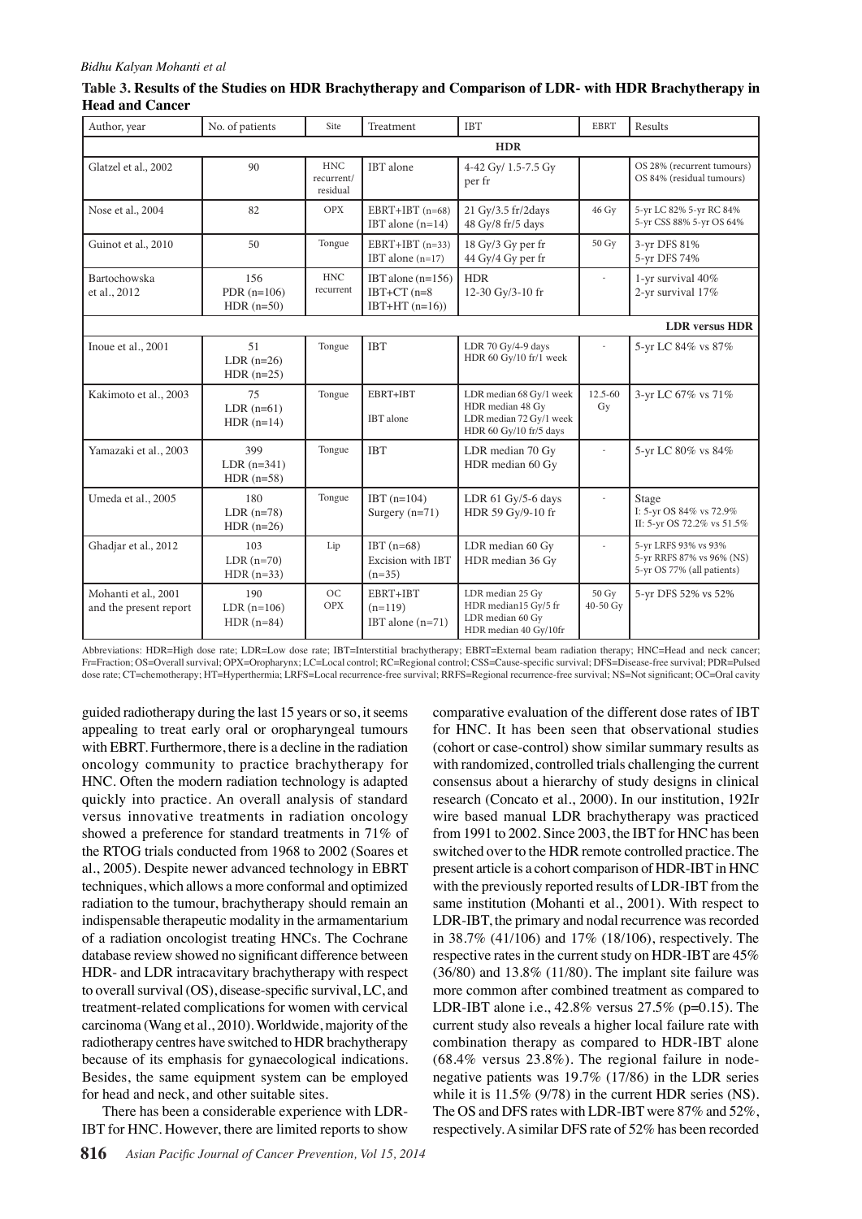**Table 3. Results of the Studies on HDR Brachytherapy and Comparison of LDR- with HDR Brachytherapy in Head and Cancer**

| Author, year | No. of patients | Site | Treatment | IBT | EBRT | Results |
|---|---|---|---|---|---|---|
| **HDR** | | | | | | |
| Glatzel et al., 2002 | 90 | HNC recurrent/ residual | IBT alone | 4-42 Gy/ 1.5-7.5 Gy per fr | | OS 28% (recurrent tumours) OS 84% (residual tumours) |
| Nose et al., 2004 | 82 | OPX | EBRT+IBT (n=68) IBT alone (n=14) | 21 Gy/3.5 fr/2days 48 Gy/8 fr/5 days | 46 Gy | 5-yr LC 82% 5-yr RC 84% 5-yr CSS 88% 5-yr OS 64% |
| Guinot et al., 2010 | 50 | Tongue | EBRT+IBT (n=33) IBT alone (n=17) | 18 Gy/3 Gy per fr 44 Gy/4 Gy per fr | 50 Gy | 3-yr DFS 81% 5-yr DFS 74% |
| Bartochowska et al., 2012 | 156 PDR (n=106) HDR (n=50) | HNC recurrent | IBT alone (n=156) IBT+CT (n=8 IBT+HT (n=16)) | HDR 12-30 Gy/3-10 fr | - | 1-yr survival 40% 2-yr survival 17% |
| **LDR versus HDR** | | | | | | |
| Inoue et al., 2001 | 51 LDR (n=26) HDR (n=25) | Tongue | IBT | LDR 70 Gy/4-9 days HDR 60 Gy/10 fr/1 week | - | 5-yr LC 84% vs 87% |
| Kakimoto et al., 2003 | 75 LDR (n=61) HDR (n=14) | Tongue | EBRT+IBT IBT alone | LDR median 68 Gy/1 week HDR median 48 Gy LDR median 72 Gy/1 week HDR 60 Gy/10 fr/5 days | 12.5-60 Gy | 3-yr LC 67% vs 71% |
| Yamazaki et al., 2003 | 399 LDR (n=341) HDR (n=58) | Tongue | IBT | LDR median 70 Gy HDR median 60 Gy | - | 5-yr LC 80% vs 84% |
| Umeda et al., 2005 | 180 LDR (n=78) HDR (n=26) | Tongue | IBT (n=104) Surgery (n=71) | LDR 61 Gy/5-6 days HDR 59 Gy/9-10 fr | - | Stage I: 5-yr OS 84% vs 72.9% II: 5-yr OS 72.2% vs 51.5% |
| Ghadjar et al., 2012 | 103 LDR (n=70) HDR (n=33) | Lip | IBT (n=68) Excision with IBT (n=35) | LDR median 60 Gy HDR median 36 Gy | - | 5-yr LRFS 93% vs 93% 5-yr RRFS 87% vs 96% (NS) 5-yr OS 77% (all patients) |
| Mohanti et al., 2001 and the present report | 190 LDR (n=106) HDR (n=84) | OC OPX | EBRT+IBT (n=119) IBT alone (n=71) | LDR median 25 Gy HDR median15 Gy/5 fr LDR median 60 Gy HDR median 40 Gy/10fr | 50 Gy 40-50 Gy | 5-yr DFS 52% vs 52% |

Abbreviations: HDR=High dose rate; LDR=Low dose rate; IBT=Interstitial brachytherapy; EBRT=External beam radiation therapy; HNC=Head and neck cancer; Fr=Fraction; OS=Overall survival; OPX=Oropharynx; LC=Local control; RC=Regional control; CSS=Cause-specific survival; DFS=Disease-free survival; PDR=Pulsed dose rate; CT=chemotherapy; HT=Hyperthermia; LRFS=Local recurrence-free survival; RRFS=Regional recurrence-free survival; NS=Not significant; OC=Oral cavity

guided radiotherapy during the last 15 years or so, it seems appealing to treat early oral or oropharyngeal tumours with EBRT. Furthermore, there is a decline in the radiation oncology community to practice brachytherapy for HNC. Often the modern radiation technology is adapted quickly into practice. An overall analysis of standard versus innovative treatments in radiation oncology showed a preference for standard treatments in 71% of the RTOG trials conducted from 1968 to 2002 (Soares et al., 2005). Despite newer advanced technology in EBRT techniques, which allows a more conformal and optimized radiation to the tumour, brachytherapy should remain an indispensable therapeutic modality in the armamentarium of a radiation oncologist treating HNCs. The Cochrane database review showed no significant difference between HDR- and LDR intracavitary brachytherapy with respect to overall survival (OS), disease-specific survival, LC, and treatment-related complications for women with cervical carcinoma (Wang et al., 2010). Worldwide, majority of the radiotherapy centres have switched to HDR brachytherapy because of its emphasis for gynaecological indications. Besides, the same equipment system can be employed for head and neck, and other suitable sites.

There has been a considerable experience with LDR-IBT for HNC. However, there are limited reports to show comparative evaluation of the different dose rates of IBT for HNC. It has been seen that observational studies (cohort or case-control) show similar summary results as with randomized, controlled trials challenging the current consensus about a hierarchy of study designs in clinical research (Concato et al., 2000). In our institution, 192Ir wire based manual LDR brachytherapy was practiced from 1991 to 2002. Since 2003, the IBT for HNC has been switched over to the HDR remote controlled practice. The present article is a cohort comparison of HDR-IBT in HNC with the previously reported results of LDR-IBT from the same institution (Mohanti et al., 2001). With respect to LDR-IBT, the primary and nodal recurrence was recorded in 38.7% (41/106) and 17% (18/106), respectively. The respective rates in the current study on HDR-IBT are 45% (36/80) and 13.8% (11/80). The implant site failure was more common after combined treatment as compared to LDR-IBT alone i.e., 42.8% versus 27.5% (p=0.15). The current study also reveals a higher local failure rate with combination therapy as compared to HDR-IBT alone (68.4% versus 23.8%). The regional failure in node-negative patients was 19.7% (17/86) in the LDR series while it is 11.5% (9/78) in the current HDR series (NS). The OS and DFS rates with LDR-IBT were 87% and 52%, respectively. A similar DFS rate of 52% has been recorded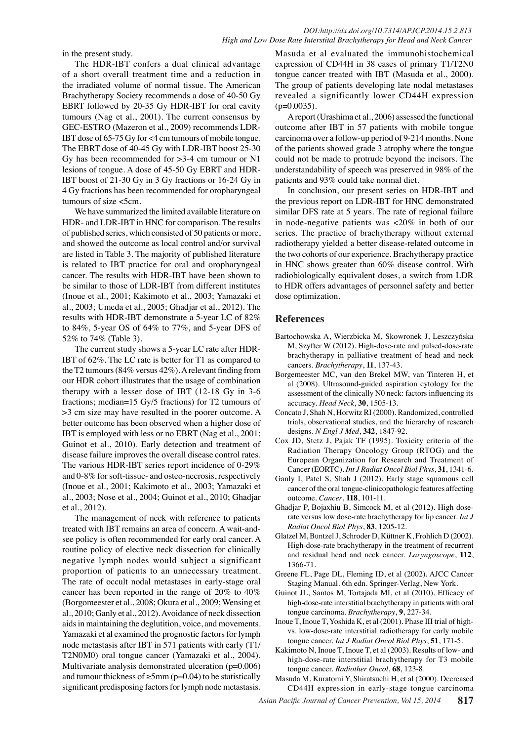in the present study.

The HDR-IBT confers a dual clinical advantage of a short overall treatment time and a reduction in the irradiated volume of normal tissue. The American Brachytherapy Society recommends a dose of 40-50 Gy EBRT followed by 20-35 Gy HDR-IBT for oral cavity tumours (Nag et al., 2001). The current consensus by GEC-ESTRO (Mazeron et al., 2009) recommends LDR-IBT dose of 65-75 Gy for <4 cm tumours of mobile tongue. The EBRT dose of 40-45 Gy with LDR-IBT boost 25-30 Gy has been recommended for >3-4 cm tumour or N1 lesions of tongue. A dose of 45-50 Gy EBRT and HDR-IBT boost of 21-30 Gy in 3 Gy fractions or 16-24 Gy in 4 Gy fractions has been recommended for oropharyngeal tumours of size <5cm.

We have summarized the limited available literature on HDR- and LDR-IBT in HNC for comparison. The results of published series, which consisted of 50 patients or more, and showed the outcome as local control and/or survival are listed in Table 3. The majority of published literature is related to IBT practice for oral and oropharyngeal cancer. The results with HDR-IBT have been shown to be similar to those of LDR-IBT from different institutes (Inoue et al., 2001; Kakimoto et al., 2003; Yamazaki et al., 2003; Umeda et al., 2005; Ghadjar et al., 2012). The results with HDR-IBT demonstrate a 5-year LC of 82% to 84%, 5-year OS of 64% to 77%, and 5-year DFS of 52% to 74% (Table 3).

The current study shows a 5-year LC rate after HDR-IBT of 62%. The LC rate is better for T1 as compared to the T2 tumours (84% versus 42%). A relevant finding from our HDR cohort illustrates that the usage of combination therapy with a lesser dose of IBT (12-18 Gy in 3-6 fractions; median=15 Gy/5 fractions) for T2 tumours of >3 cm size may have resulted in the poorer outcome. A better outcome has been observed when a higher dose of IBT is employed with less or no EBRT (Nag et al., 2001; Guinot et al., 2010). Early detection and treatment of disease failure improves the overall disease control rates. The various HDR-IBT series report incidence of 0-29% and 0-8% for soft-tissue- and osteo-necrosis, respectively (Inoue et al., 2001; Kakimoto et al., 2003; Yamazaki et al., 2003; Nose et al., 2004; Guinot et al., 2010; Ghadjar et al., 2012).

The management of neck with reference to patients treated with IBT remains an area of concern. A wait-and-see policy is often recommended for early oral cancer. A routine policy of elective neck dissection for clinically negative lymph nodes would subject a significant proportion of patients to an unnecessary treatment. The rate of occult nodal metastases in early-stage oral cancer has been reported in the range of 20% to 40% (Borgomeester et al., 2008; Okura et al., 2009; Wensing et al., 2010; Ganly et al., 2012). Avoidance of neck dissection aids in maintaining the deglutition, voice, and movements. Yamazaki et al examined the prognostic factors for lymph node metastasis after IBT in 571 patients with early (T1/T2N0M0) oral tongue cancer (Yamazaki et al., 2004). Multivariate analysis demonstrated ulceration ($p=0.006$) and tumour thickness of ≥5mm ($p=0.04$) to be statistically significant predisposing factors for lymph node metastasis. Masuda et al evaluated the immunohistochemical expression of CD44H in 38 cases of primary T1/T2N0 tongue cancer treated with IBT (Masuda et al., 2000). The group of patients developing late nodal metastases revealed a significantly lower CD44H expression ($p=0.0035$).

A report (Urashima et al., 2006) assessed the functional outcome after IBT in 57 patients with mobile tongue carcinoma over a follow-up period of 9-214 months. None of the patients showed grade 3 atrophy where the tongue could not be made to protrude beyond the incisors. The understandability of speech was preserved in 98% of the patients and 93% could take normal diet.

In conclusion, our present series on HDR-IBT and the previous report on LDR-IBT for HNC demonstrated similar DFS rate at 5 years. The rate of regional failure in node-negative patients was <20% in both of our series. The practice of brachytherapy without external radiotherapy yielded a better disease-related outcome in the two cohorts of our experience. Brachytherapy practice in HNC shows greater than 60% disease control. With radiobiologically equivalent doses, a switch from LDR to HDR offers advantages of personnel safety and better dose optimization.

## References

Bartochowska A, Wierzbicka M, Skowronek J, Leszczyńska M, Szyfter W (2012). High-dose-rate and pulsed-dose-rate brachytherapy in palliative treatment of head and neck cancers. *Brachytherapy*, **11**, 137-43.

Borgemeester MC, van den Brekel MW, van Tinteren H, et al (2008). Ultrasound-guided aspiration cytology for the assessment of the clinically N0 neck: factors influencing its accuracy. *Head Neck*, **30**, 1505-13.

Concato J, Shah N, Horwitz RI (2000). Randomized, controlled trials, observational studies, and the hierarchy of research designs. *N Engl J Med*, **342**, 1847-92.

Cox JD, Stetz J, Pajak TF (1995). Toxicity criteria of the Radiation Therapy Oncology Group (RTOG) and the European Organization for Research and Treatment of Cancer (EORTC). *Int J Radiat Oncol Biol Phys*, **31**, 1341-6.

Ganly I, Patel S, Shah J (2012). Early stage squamous cell cancer of the oral tongue-clinicopathologic features affecting outcome. *Cancer*, **118**, 101-11.

Ghadjar P, Bojaxhiu B, Simcock M, et al (2012). High dose-rate versus low dose-rate brachytherapy for lip cancer. *Int J Radiat Oncol Biol Phys*, **83**, 1205-12.

Glatzel M, Buntzel J, Schroder D, Küttner K, Frohlich D (2002). High-dose-rate brachytherapy in the treatment of recurrent and residual head and neck cancer. *Laryngoscope*, **112**, 1366-71.

Greene FL, Page DL, Fleming ID, et al (2002). AJCC Cancer Staging Manual. 6th edn. Springer-Verlag, New York.

Guinot JL, Santos M, Tortajada MI, et al (2010). Efficacy of high-dose-rate interstitial brachytherapy in patients with oral tongue carcinoma. *Brachytherapy*, **9**, 227-34.

Inoue T, Inoue T, Yoshida K, et al (2001). Phase III trial of high- vs. low-dose-rate interstitial radiotherapy for early mobile tongue cancer. *Int J Radiat Oncol Biol Phys*, **51**, 171-5.

Kakimoto N, Inoue T, Inoue T, et al (2003). Results of low- and high-dose-rate interstitial brachytherapy for T3 mobile tongue cancer. *Radiother Oncol*, **68**, 123-8.

Masuda M, Kuratomi Y, Shiratsuchi H, et al (2000). Decreased CD44H expression in early-stage tongue carcinoma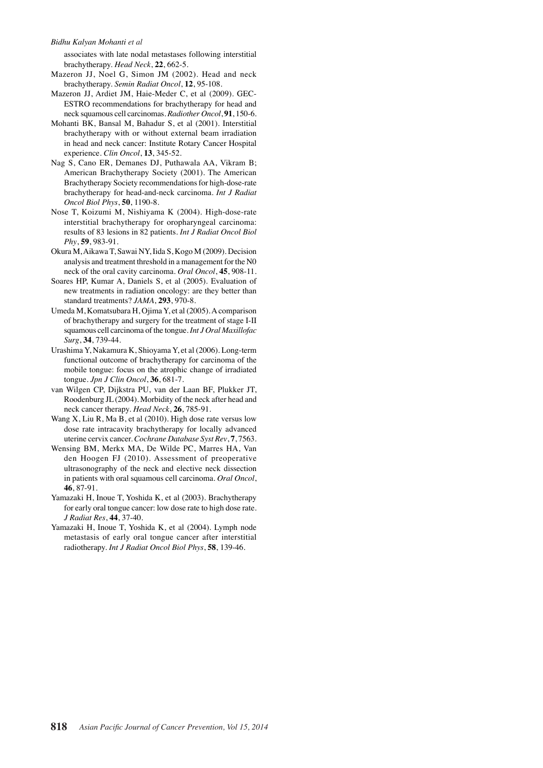associates with late nodal metastases following interstitial brachytherapy. *Head Neck*, **22**, 662-5.

Mazeron JJ, Noel G, Simon JM (2002). Head and neck brachytherapy. *Semin Radiat Oncol*, **12**, 95-108.

Mazeron JJ, Ardiet JM, Haie-Meder C, et al (2009). GEC-ESTRO recommendations for brachytherapy for head and neck squamous cell carcinomas. *Radiother Oncol*, **91**, 150-6.

Mohanti BK, Bansal M, Bahadur S, et al (2001). Interstitial brachytherapy with or without external beam irradiation in head and neck cancer: Institute Rotary Cancer Hospital experience. *Clin Oncol*, **13**, 345-52.

Nag S, Cano ER, Demanes DJ, Puthawala AA, Vikram B; American Brachytherapy Society (2001). The American Brachytherapy Society recommendations for high-dose-rate brachytherapy for head-and-neck carcinoma. *Int J Radiat Oncol Biol Phys*, **50**, 1190-8.

Nose T, Koizumi M, Nishiyama K (2004). High-dose-rate interstitial brachytherapy for oropharyngeal carcinoma: results of 83 lesions in 82 patients. *Int J Radiat Oncol Biol Phy*, **59**, 983-91.

Okura M, Aikawa T, Sawai NY, Iida S, Kogo M (2009). Decision analysis and treatment threshold in a management for the N0 neck of the oral cavity carcinoma. *Oral Oncol*, **45**, 908-11.

Soares HP, Kumar A, Daniels S, et al (2005). Evaluation of new treatments in radiation oncology: are they better than standard treatments? *JAMA*, **293**, 970-8.

Umeda M, Komatsubara H, Ojima Y, et al (2005). A comparison of brachytherapy and surgery for the treatment of stage I-II squamous cell carcinoma of the tongue. *Int J Oral Maxillofac Surg*, **34**, 739-44.

Urashima Y, Nakamura K, Shioyama Y, et al (2006). Long-term functional outcome of brachytherapy for carcinoma of the mobile tongue: focus on the atrophic change of irradiated tongue. *Jpn J Clin Oncol*, **36**, 681-7.

van Wilgen CP, Dijkstra PU, van der Laan BF, Plukker JT, Roodenburg JL (2004). Morbidity of the neck after head and neck cancer therapy. *Head Neck*, **26**, 785-91.

Wang X, Liu R, Ma B, et al (2010). High dose rate versus low dose rate intracavity brachytherapy for locally advanced uterine cervix cancer. *Cochrane Database Syst Rev*, **7**, 7563.

Wensing BM, Merkx MA, De Wilde PC, Marres HA, Van den Hoogen FJ (2010). Assessment of preoperative ultrasonography of the neck and elective neck dissection in patients with oral squamous cell carcinoma. *Oral Oncol*, **46**, 87-91.

Yamazaki H, Inoue T, Yoshida K, et al (2003). Brachytherapy for early oral tongue cancer: low dose rate to high dose rate. *J Radiat Res*, **44**, 37-40.

Yamazaki H, Inoue T, Yoshida K, et al (2004). Lymph node metastasis of early oral tongue cancer after interstitial radiotherapy. *Int J Radiat Oncol Biol Phys*, **58**, 139-46.